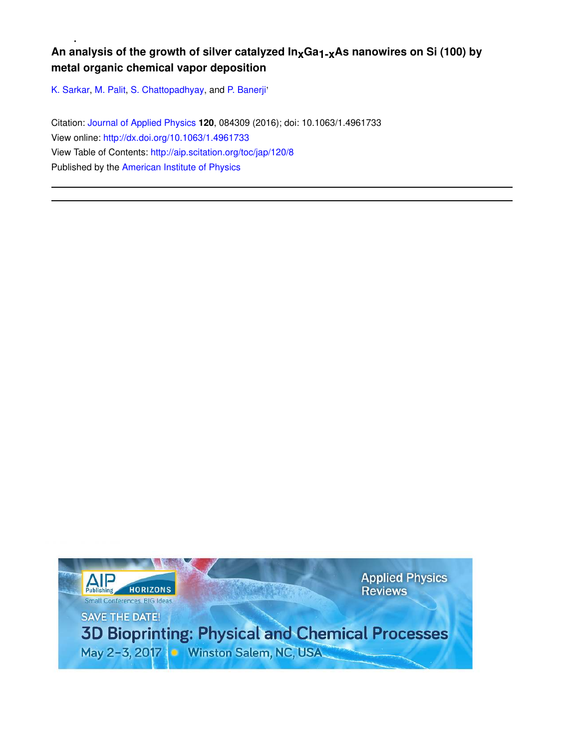# An analysis of the growth of silver catalyzed $In_xGa_{1-x}As$ nanowires on Si (100) by metal organic chemical vapor deposition

K. Sarkar, M. Palit, S. Chattopadhyay, and P. Banerji'

Citation: Journal of Applied Physics **120**, 084309 (2016); doi: 10.1063/1.4961733

View online: http://dx.doi.org/10.1063/1.4961733

View Table of Contents: http://aip.scitation.org/toc/jap/120/8

Published by the American Institute of Physics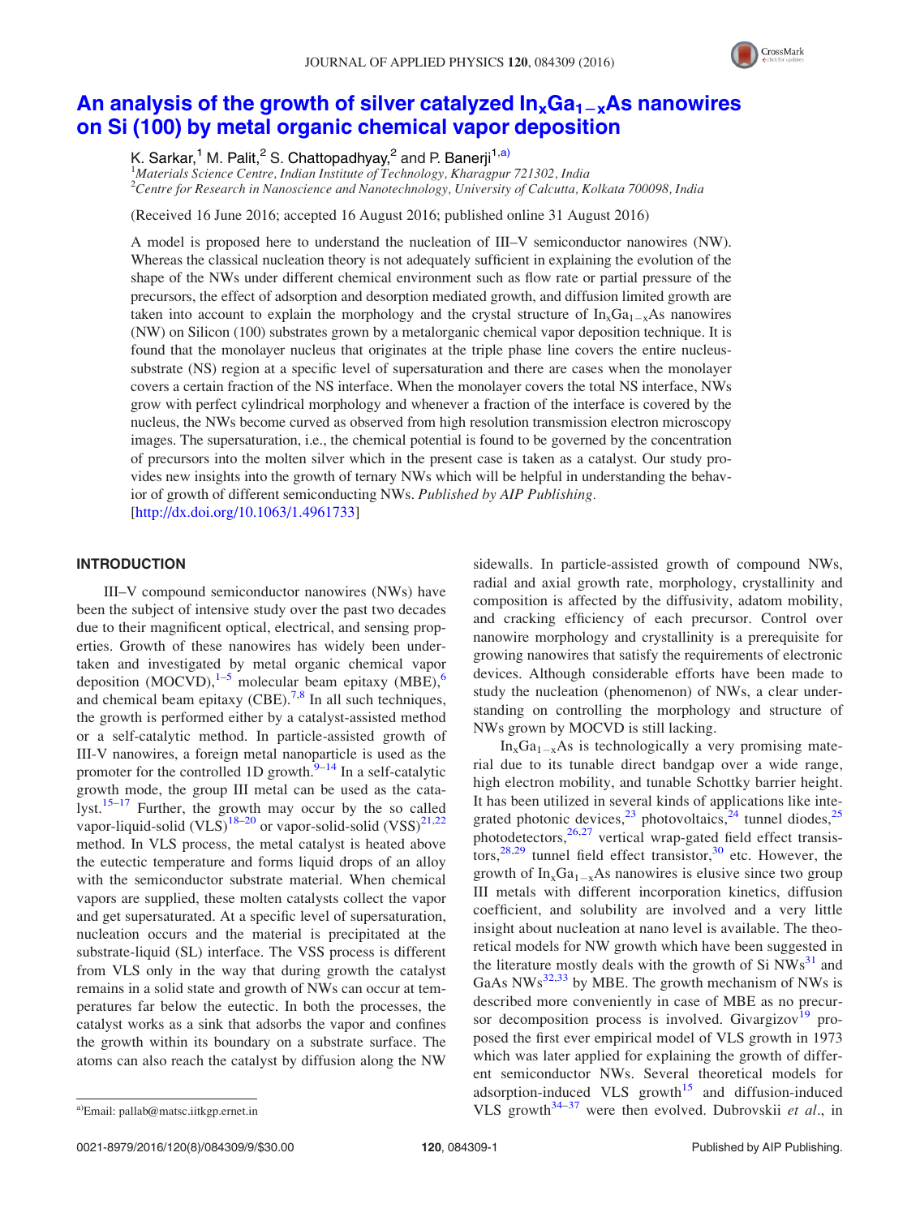# An analysis of the growth of silver catalyzed $In_xGa_{1-x}As$ nanowires on Si (100) by metal organic chemical vapor deposition

K. Sarkar,[1] M. Palit,[2] S. Chattopadhyay,[2] and P. Banerji[1,a)]

[1]*Materials Science Centre, Indian Institute of Technology, Kharagpur 721302, India*
[2]*Centre for Research in Nanoscience and Nanotechnology, University of Calcutta, Kolkata 700098, India*

(Received 16 June 2016; accepted 16 August 2016; published online 31 August 2016)

A model is proposed here to understand the nucleation of III–V semiconductor nanowires (NW). Whereas the classical nucleation theory is not adequately sufficient in explaining the evolution of the shape of the NWs under different chemical environment such as flow rate or partial pressure of the precursors, the effect of adsorption and desorption mediated growth, and diffusion limited growth are taken into account to explain the morphology and the crystal structure of $In_xGa_{1-x}As$ nanowires (NW) on Silicon (100) substrates grown by a metalorganic chemical vapor deposition technique. It is found that the monolayer nucleus that originates at the triple phase line covers the entire nucleus-substrate (NS) region at a specific level of supersaturation and there are cases when the monolayer covers a certain fraction of the NS interface. When the monolayer covers the total NS interface, NWs grow with perfect cylindrical morphology and whenever a fraction of the interface is covered by the nucleus, the NWs become curved as observed from high resolution transmission electron microscopy images. The supersaturation, i.e., the chemical potential is found to be governed by the concentration of precursors into the molten silver which in the present case is taken as a catalyst. Our study provides new insights into the growth of ternary NWs which will be helpful in understanding the behavior of growth of different semiconducting NWs. *Published by AIP Publishing.* [http://dx.doi.org/10.1063/1.4961733]

## INTRODUCTION

III–V compound semiconductor nanowires (NWs) have been the subject of intensive study over the past two decades due to their magnificent optical, electrical, and sensing properties. Growth of these nanowires has widely been undertaken and investigated by metal organic chemical vapor deposition (MOCVD),[1–5] molecular beam epitaxy (MBE),[6] and chemical beam epitaxy (CBE).[7,8] In all such techniques, the growth is performed either by a catalyst-assisted method or a self-catalytic method. In particle-assisted growth of III-V nanowires, a foreign metal nanoparticle is used as the promoter for the controlled 1D growth.[9–14] In a self-catalytic growth mode, the group III metal can be used as the catalyst.[15–17] Further, the growth may occur by the so called vapor-liquid-solid (VLS)[18–20] or vapor-solid-solid (VSS)[21,22] method. In VLS process, the metal catalyst is heated above the eutectic temperature and forms liquid drops of an alloy with the semiconductor substrate material. When chemical vapors are supplied, these molten catalysts collect the vapor and get supersaturated. At a specific level of supersaturation, nucleation occurs and the material is precipitated at the substrate-liquid (SL) interface. The VSS process is different from VLS only in the way that during growth the catalyst remains in a solid state and growth of NWs can occur at temperatures far below the eutectic. In both the processes, the catalyst works as a sink that adsorbs the vapor and confines the growth within its boundary on a substrate surface. The atoms can also reach the catalyst by diffusion along the NW sidewalls. In particle-assisted growth of compound NWs, radial and axial growth rate, morphology, crystallinity and composition is affected by the diffusivity, adatom mobility, and cracking efficiency of each precursor. Control over nanowire morphology and crystallinity is a prerequisite for growing nanowires that satisfy the requirements of electronic devices. Although considerable efforts have been made to study the nucleation (phenomenon) of NWs, a clear understanding on controlling the morphology and structure of NWs grown by MOCVD is still lacking.

$In_xGa_{1-x}As$ is technologically a very promising material due to its tunable direct bandgap over a wide range, high electron mobility, and tunable Schottky barrier height. It has been utilized in several kinds of applications like integrated photonic devices,[23] photovoltaics,[24] tunnel diodes,[25] photodetectors,[26,27] vertical wrap-gated field effect transistors,[28,29] tunnel field effect transistor,[30] etc. However, the growth of $In_xGa_{1-x}As$ nanowires is elusive since two group III metals with different incorporation kinetics, diffusion coefficient, and solubility are involved and a very little insight about nucleation at nano level is available. The theoretical models for NW growth which have been suggested in the literature mostly deals with the growth of Si NWs[31] and GaAs NWs[32,33] by MBE. The growth mechanism of NWs is described more conveniently in case of MBE as no precursor decomposition process is involved. Givargizov[19] proposed the first ever empirical model of VLS growth in 1973 which was later applied for explaining the growth of different semiconductor NWs. Several theoretical models for adsorption-induced VLS growth[15] and diffusion-induced VLS growth[34–37] were then evolved. Dubrovskii *et al.*, in

a)Email: pallab@matsc.iitkgp.ernet.in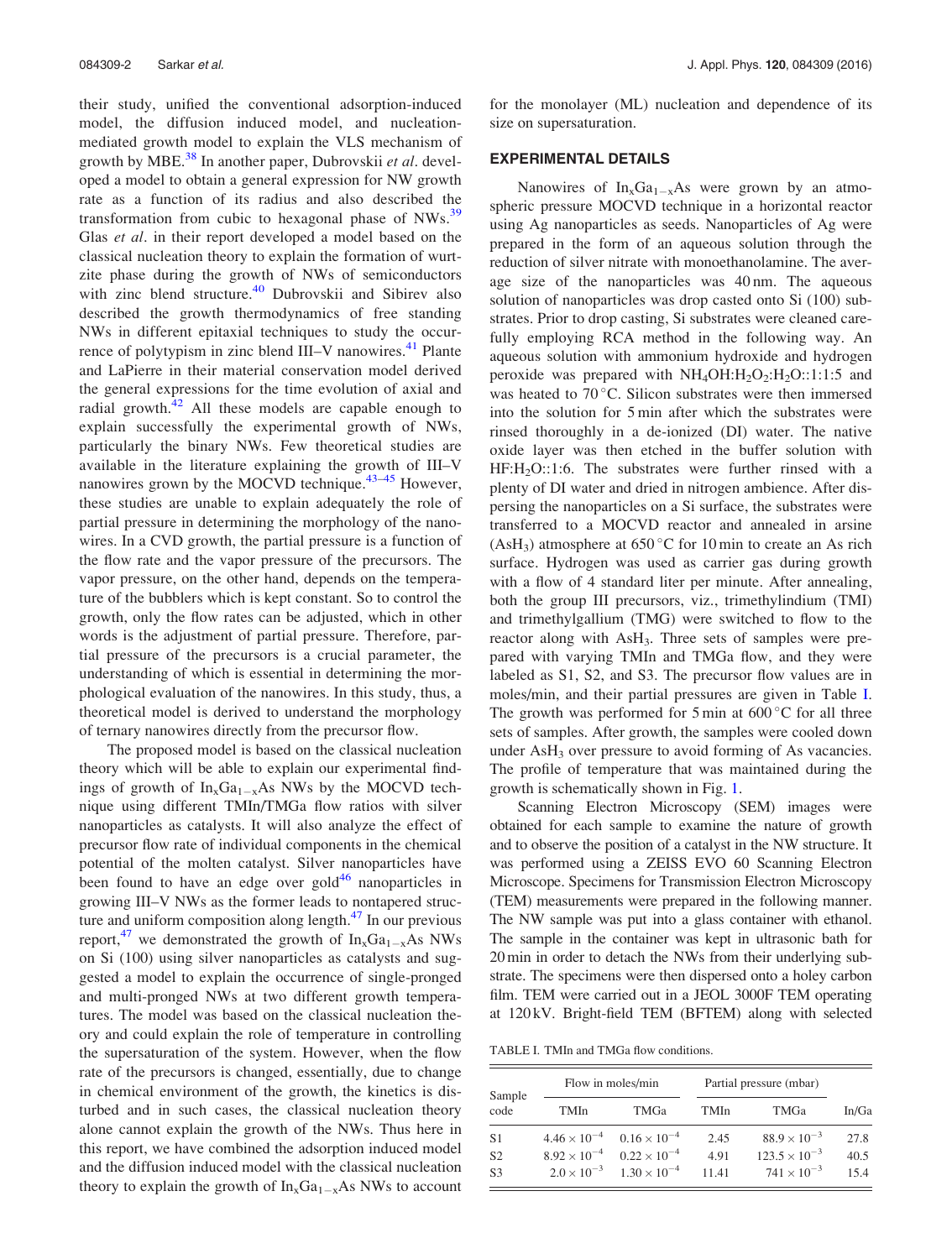their study, unified the conventional adsorption-induced model, the diffusion induced model, and nucleation-mediated growth model to explain the VLS mechanism of growth by MBE.[38] In another paper, Dubrovskii *et al.* developed a model to obtain a general expression for NW growth rate as a function of its radius and also described the transformation from cubic to hexagonal phase of NWs.[39] Glas *et al.* in their report developed a model based on the classical nucleation theory to explain the formation of wurtzite phase during the growth of NWs of semiconductors with zinc blend structure.[40] Dubrovskii and Sibirev also described the growth thermodynamics of free standing NWs in different epitaxial techniques to study the occurrence of polytypism in zinc blend III–V nanowires.[41] Plante and LaPierre in their material conservation model derived the general expressions for the time evolution of axial and radial growth.[42] All these models are capable enough to explain successfully the experimental growth of NWs, particularly the binary NWs. Few theoretical studies are available in the literature explaining the growth of III–V nanowires grown by the MOCVD technique.[43–45] However, these studies are unable to explain adequately the role of partial pressure in determining the morphology of the nanowires. In a CVD growth, the partial pressure is a function of the flow rate and the vapor pressure of the precursors. The vapor pressure, on the other hand, depends on the temperature of the bubblers which is kept constant. So to control the growth, only the flow rates can be adjusted, which in other words is the adjustment of partial pressure. Therefore, partial pressure of the precursors is a crucial parameter, the understanding of which is essential in determining the morphological evaluation of the nanowires. In this study, thus, a theoretical model is derived to understand the morphology of ternary nanowires directly from the precursor flow.

The proposed model is based on the classical nucleation theory which will be able to explain our experimental findings of growth of $In_xGa_{1-x}As$ NWs by the MOCVD technique using different TMIn/TMGa flow ratios with silver nanoparticles as catalysts. It will also analyze the effect of precursor flow rate of individual components in the chemical potential of the molten catalyst. Silver nanoparticles have been found to have an edge over gold[46] nanoparticles in growing III–V NWs as the former leads to nontapered structure and uniform composition along length.[47] In our previous report,[47] we demonstrated the growth of $In_xGa_{1-x}As$ NWs on Si (100) using silver nanoparticles as catalysts and suggested a model to explain the occurrence of single-pronged and multi-pronged NWs at two different growth temperatures. The model was based on the classical nucleation theory and could explain the role of temperature in controlling the supersaturation of the system. However, when the flow rate of the precursors is changed, essentially, due to change in chemical environment of the growth, the kinetics is disturbed and in such cases, the classical nucleation theory alone cannot explain the growth of the NWs. Thus here in this report, we have combined the adsorption induced model and the diffusion induced model with the classical nucleation theory to explain the growth of $In_xGa_{1-x}As$ NWs to account for the monolayer (ML) nucleation and dependence of its size on supersaturation.

## EXPERIMENTAL DETAILS

Nanowires of $In_xGa_{1-x}As$ were grown by an atmospheric pressure MOCVD technique in a horizontal reactor using Ag nanoparticles as seeds. Nanoparticles of Ag were prepared in the form of an aqueous solution through the reduction of silver nitrate with monoethanolamine. The average size of the nanoparticles was 40 nm. The aqueous solution of nanoparticles was drop casted onto Si (100) substrates. Prior to drop casting, Si substrates were cleaned carefully employing RCA method in the following way. An aqueous solution with ammonium hydroxide and hydrogen peroxide was prepared with $NH_4OH$:$H_2O_2$:$H_2O$::1:1:5 and was heated to 70 °C. Silicon substrates were then immersed into the solution for 5 min after which the substrates were rinsed thoroughly in a de-ionized (DI) water. The native oxide layer was then etched in the buffer solution with HF:$H_2O$::1:6. The substrates were further rinsed with a plenty of DI water and dried in nitrogen ambience. After dispersing the nanoparticles on a Si surface, the substrates were transferred to a MOCVD reactor and annealed in arsine ($AsH_3$) atmosphere at 650 °C for 10 min to create an As rich surface. Hydrogen was used as carrier gas during growth with a flow of 4 standard liter per minute. After annealing, both the group III precursors, viz., trimethylindium (TMI) and trimethylgallium (TMG) were switched to flow to the reactor along with $AsH_3$. Three sets of samples were prepared with varying TMIn and TMGa flow, and they were labeled as S1, S2, and S3. The precursor flow values are in moles/min, and their partial pressures are given in Table I. The growth was performed for 5 min at 600 °C for all three sets of samples. After growth, the samples were cooled down under $AsH_3$ over pressure to avoid forming of As vacancies. The profile of temperature that was maintained during the growth is schematically shown in Fig. 1.

Scanning Electron Microscopy (SEM) images were obtained for each sample to examine the nature of growth and to observe the position of a catalyst in the NW structure. It was performed using a ZEISS EVO 60 Scanning Electron Microscope. Specimens for Transmission Electron Microscopy (TEM) measurements were prepared in the following manner. The NW sample was put into a glass container with ethanol. The sample in the container was kept in ultrasonic bath for 20 min in order to detach the NWs from their underlying substrate. The specimens were then dispersed onto a holey carbon film. TEM were carried out in a JEOL 3000F TEM operating at 120 kV. Bright-field TEM (BFTEM) along with selected

TABLE I. TMIn and TMGa flow conditions.

| Sample code | Flow in moles/min | | Partial pressure (mbar) | | |
|---|---|---|---|---|---|
| | TMIn | TMGa | TMIn | TMGa | In/Ga |
| S1 | $4.46 \times 10^{-4}$ | $0.16 \times 10^{-4}$ | 2.45 | $88.9 \times 10^{-3}$ | 27.8 |
| S2 | $8.92 \times 10^{-4}$ | $0.22 \times 10^{-4}$ | 4.91 | $123.5 \times 10^{-3}$ | 40.5 |
| S3 | $2.0 \times 10^{-3}$ | $1.30 \times 10^{-4}$ | 11.41 | $741 \times 10^{-3}$ | 15.4 |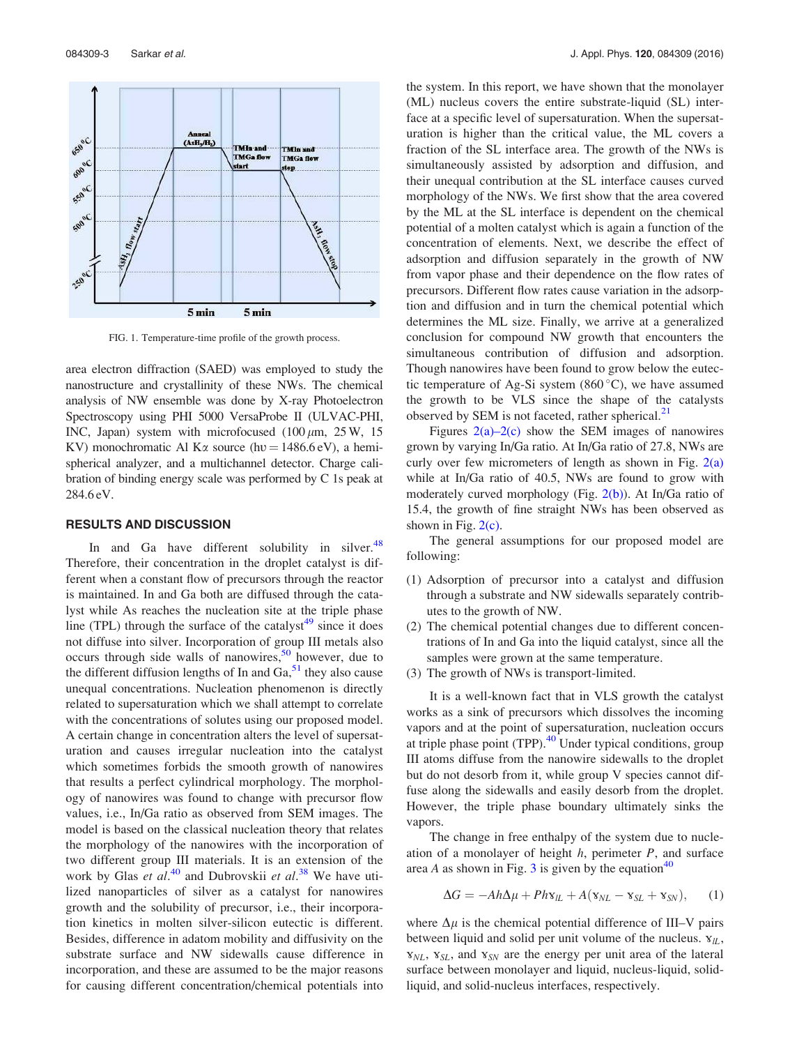FIG. 1. Temperature-time profile of the growth process.

area electron diffraction (SAED) was employed to study the nanostructure and crystallinity of these NWs. The chemical analysis of NW ensemble was done by X-ray Photoelectron Spectroscopy using PHI 5000 VersaProbe II (ULVAC-PHI, INC, Japan) system with microfocused (100 $\mu$m, 25 W, 15 KV) monochromatic Al K$\alpha$ source (h$\upsilon$ = 1486.6 eV), a hemispherical analyzer, and a multichannel detector. Charge calibration of binding energy scale was performed by C 1s peak at 284.6 eV.

## RESULTS AND DISCUSSION

In and Ga have different solubility in silver.[48] Therefore, their concentration in the droplet catalyst is different when a constant flow of precursors through the reactor is maintained. In and Ga both are diffused through the catalyst while As reaches the nucleation site at the triple phase line (TPL) through the surface of the catalyst[49] since it does not diffuse into silver. Incorporation of group III metals also occurs through side walls of nanowires,[50] however, due to the different diffusion lengths of In and Ga,[51] they also cause unequal concentrations. Nucleation phenomenon is directly related to supersaturation which we shall attempt to correlate with the concentrations of solutes using our proposed model. A certain change in concentration alters the level of supersaturation and causes irregular nucleation into the catalyst which sometimes forbids the smooth growth of nanowires that results a perfect cylindrical morphology. The morphology of nanowires was found to change with precursor flow values, i.e., In/Ga ratio as observed from SEM images. The model is based on the classical nucleation theory that relates the morphology of the nanowires with the incorporation of two different group III materials. It is an extension of the work by Glas *et al.*[40] and Dubrovskii *et al.*[38] We have utilized nanoparticles of silver as a catalyst for nanowires growth and the solubility of precursor, i.e., their incorporation kinetics in molten silver-silicon eutectic is different. Besides, difference in adatom mobility and diffusivity on the substrate surface and NW sidewalls cause difference in incorporation, and these are assumed to be the major reasons for causing different concentration/chemical potentials into the system. In this report, we have shown that the monolayer (ML) nucleus covers the entire substrate-liquid (SL) interface at a specific level of supersaturation. When the supersaturation is higher than the critical value, the ML covers a fraction of the SL interface area. The growth of the NWs is simultaneously assisted by adsorption and diffusion, and their unequal contribution at the SL interface causes curved morphology of the NWs. We first show that the area covered by the ML at the SL interface is dependent on the chemical potential of a molten catalyst which is again a function of the concentration of elements. Next, we describe the effect of adsorption and diffusion separately in the growth of NW from vapor phase and their dependence on the flow rates of precursors. Different flow rates cause variation in the adsorption and diffusion and in turn the chemical potential which determines the ML size. Finally, we arrive at a generalized conclusion for compound NW growth that encounters the simultaneous contribution of diffusion and adsorption. Though nanowires have been found to grow below the eutectic temperature of Ag-Si system (860 °C), we have assumed the growth to be VLS since the shape of the catalysts observed by SEM is not faceted, rather spherical.[21]

Figures 2(a)–2(c) show the SEM images of nanowires grown by varying In/Ga ratio. At In/Ga ratio of 27.8, NWs are curly over few micrometers of length as shown in Fig. 2(a) while at In/Ga ratio of 40.5, NWs are found to grow with moderately curved morphology (Fig. 2(b)). At In/Ga ratio of 15.4, the growth of fine straight NWs has been observed as shown in Fig. 2(c).

The general assumptions for our proposed model are following:

(1) Adsorption of precursor into a catalyst and diffusion through a substrate and NW sidewalls separately contributes to the growth of NW.
(2) The chemical potential changes due to different concentrations of In and Ga into the liquid catalyst, since all the samples were grown at the same temperature.
(3) The growth of NWs is transport-limited.

It is a well-known fact that in VLS growth the catalyst works as a sink of precursors which dissolves the incoming vapors and at the point of supersaturation, nucleation occurs at triple phase point (TPP).[40] Under typical conditions, group III atoms diffuse from the nanowire sidewalls to the droplet but do not desorb from it, while group V species cannot diffuse along the sidewalls and easily desorb from the droplet. However, the triple phase boundary ultimately sinks the vapors.

The change in free enthalpy of the system due to nucleation of a monolayer of height $h$, perimeter $P$, and surface area $A$ as shown in Fig. 3 is given by the equation[40]

$$\Delta G = -Ah\Delta\mu + P h \gamma_{IL} + A(\gamma_{NL} - \gamma_{SL} + \gamma_{SN}), \qquad (1)$$

where $\Delta\mu$ is the chemical potential difference of III–V pairs between liquid and solid per unit volume of the nucleus. $\gamma_{IL}$, $\gamma_{NL}$, $\gamma_{SL}$, and $\gamma_{SN}$ are the energy per unit area of the lateral surface between monolayer and liquid, nucleus-liquid, solid-liquid, and solid-nucleus interfaces, respectively.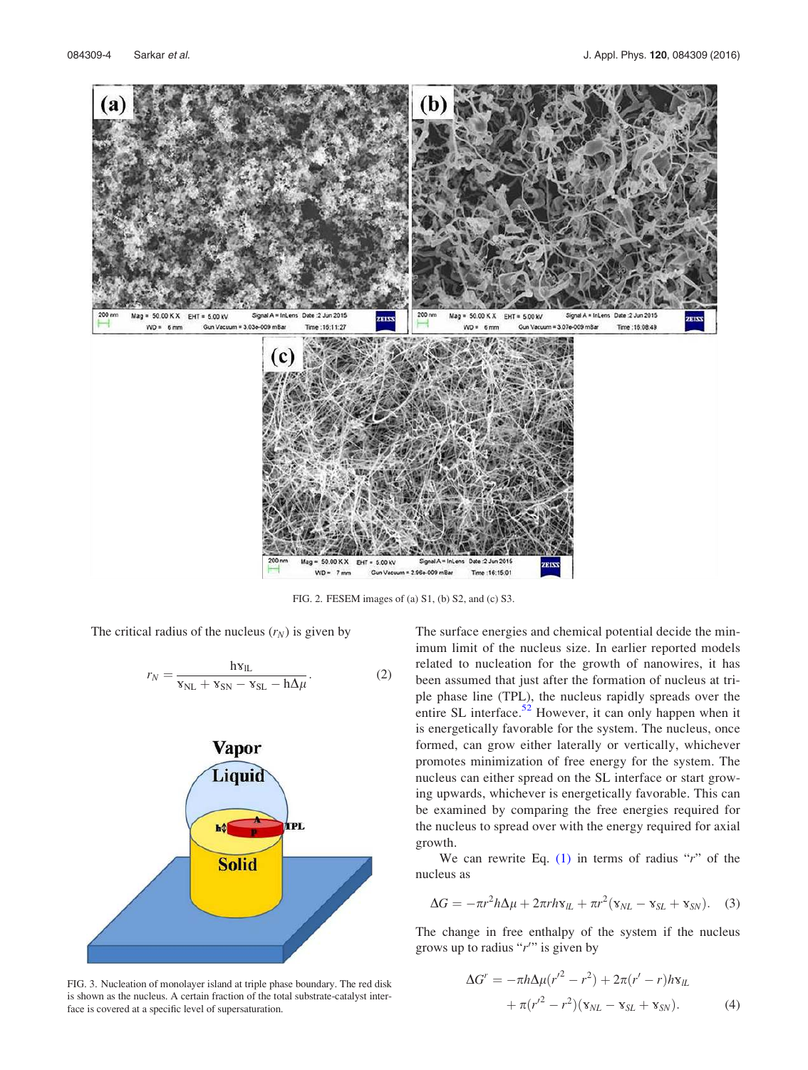FIG. 2. FESEM images of (a) S1, (b) S2, and (c) S3.

The critical radius of the nucleus ($r_N$) is given by

$$r_N = \frac{h\gamma_{lL}}{\gamma_{NL} + \gamma_{SN} - \gamma_{SL} - h\Delta\mu}. \tag{2}$$

FIG. 3. Nucleation of monolayer island at triple phase boundary. The red disk is shown as the nucleus. A certain fraction of the total substrate-catalyst interface is covered at a specific level of supersaturation.

The surface energies and chemical potential decide the minimum limit of the nucleus size. In earlier reported models related to nucleation for the growth of nanowires, it has been assumed that just after the formation of nucleus at triple phase line (TPL), the nucleus rapidly spreads over the entire SL interface.[52] However, it can only happen when it is energetically favorable for the system. The nucleus, once formed, can grow either laterally or vertically, whichever promotes minimization of free energy for the system. The nucleus can either spread on the SL interface or start growing upwards, whichever is energetically favorable. This can be examined by comparing the free energies required for the nucleus to spread over with the energy required for axial growth.

We can rewrite Eq. (1) in terms of radius "$r$" of the nucleus as

$$\Delta G = -\pi r^2 h\Delta\mu + 2\pi r h\gamma_{lL} + \pi r^2(\gamma_{NL} - \gamma_{SL} + \gamma_{SN}). \tag{3}$$

The change in free enthalpy of the system if the nucleus grows up to radius "$r'$" is given by

$$\Delta G^{r'} = -\pi h\Delta\mu(r'^2 - r^2) + 2\pi(r' - r)h\gamma_{lL} + \pi(r'^2 - r^2)(\gamma_{NL} - \gamma_{SL} + \gamma_{SN}). \tag{4}$$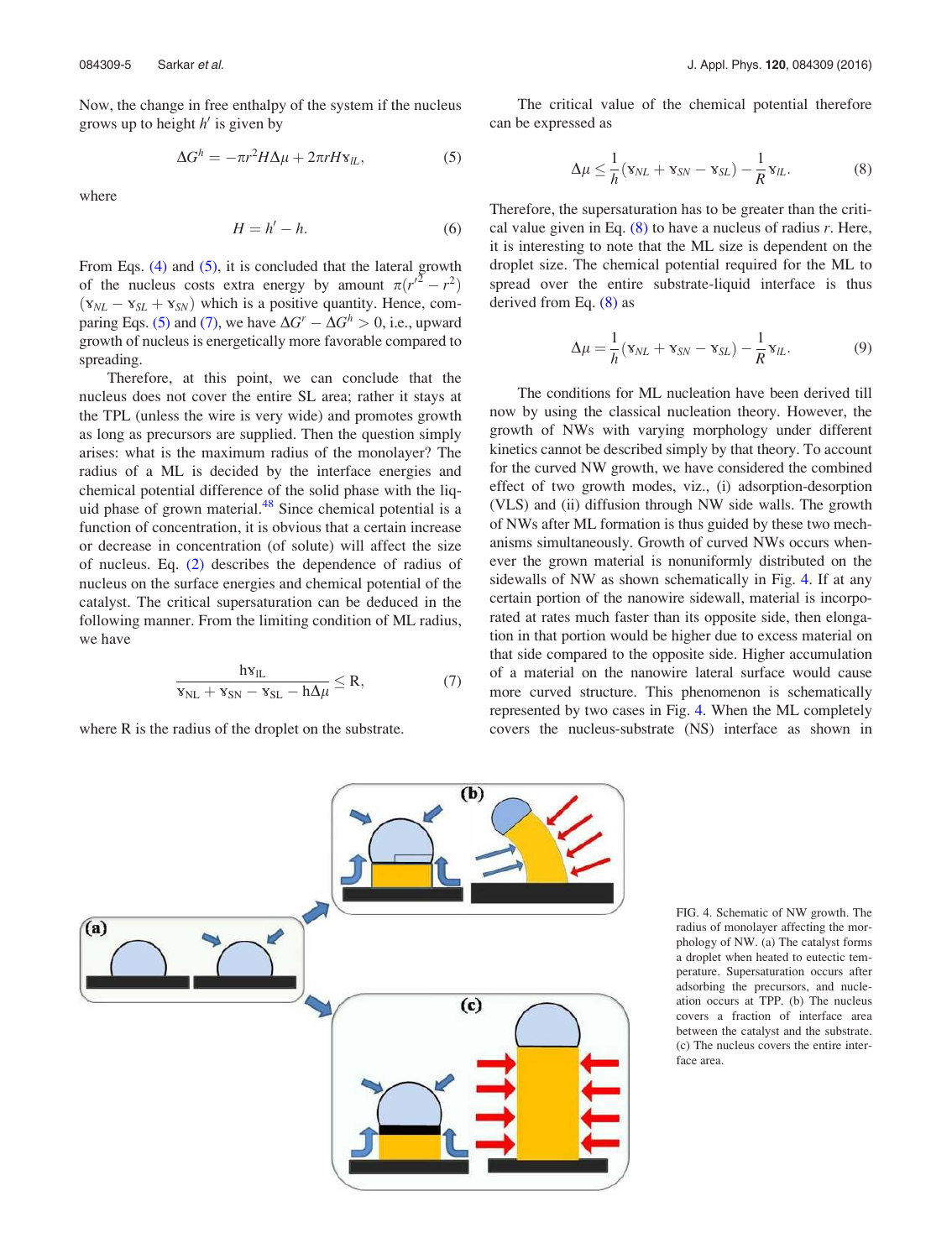Now, the change in free enthalpy of the system if the nucleus grows up to height $h'$ is given by

$$\Delta G^h = -\pi r^2 H \Delta\mu + 2\pi r H \gamma_{IL}, \tag{5}$$

where

$$H = h' - h. \tag{6}$$

From Eqs. (4) and (5), it is concluded that the lateral growth of the nucleus costs extra energy by amount $\pi(r'^2 - r^2)(\gamma_{NL} - \gamma_{SL} + \gamma_{SN})$ which is a positive quantity. Hence, comparing Eqs. (5) and (7), we have $\Delta G^r - \Delta G^h > 0$, i.e., upward growth of nucleus is energetically more favorable compared to spreading.

Therefore, at this point, we can conclude that the nucleus does not cover the entire SL area; rather it stays at the TPL (unless the wire is very wide) and promotes growth as long as precursors are supplied. Then the question simply arises: what is the maximum radius of the monolayer? The radius of a ML is decided by the interface energies and chemical potential difference of the solid phase with the liquid phase of grown material.[48] Since chemical potential is a function of concentration, it is obvious that a certain increase or decrease in concentration (of solute) will affect the size of nucleus. Eq. (2) describes the dependence of radius of nucleus on the surface energies and chemical potential of the catalyst. The critical supersaturation can be deduced in the following manner. From the limiting condition of ML radius, we have

$$\frac{h\gamma_{IL}}{\gamma_{NL} + \gamma_{SN} - \gamma_{SL} - h\Delta\mu} \leq R, \tag{7}$$

where R is the radius of the droplet on the substrate.

The critical value of the chemical potential therefore can be expressed as

$$\Delta\mu \leq \frac{1}{h}(\gamma_{NL} + \gamma_{SN} - \gamma_{SL}) - \frac{1}{R}\gamma_{IL}. \tag{8}$$

Therefore, the supersaturation has to be greater than the critical value given in Eq. (8) to have a nucleus of radius $r$. Here, it is interesting to note that the ML size is dependent on the droplet size. The chemical potential required for the ML to spread over the entire substrate-liquid interface is thus derived from Eq. (8) as

$$\Delta\mu = \frac{1}{h}(\gamma_{NL} + \gamma_{SN} - \gamma_{SL}) - \frac{1}{R}\gamma_{IL}. \tag{9}$$

The conditions for ML nucleation have been derived till now by using the classical nucleation theory. However, the growth of NWs with varying morphology under different kinetics cannot be described simply by that theory. To account for the curved NW growth, we have considered the combined effect of two growth modes, viz., (i) adsorption-desorption (VLS) and (ii) diffusion through NW side walls. The growth of NWs after ML formation is thus guided by these two mechanisms simultaneously. Growth of curved NWs occurs whenever the grown material is nonuniformly distributed on the sidewalls of NW as shown schematically in Fig. 4. If at any certain portion of the nanowire sidewall, material is incorporated at rates much faster than its opposite side, then elongation in that portion would be higher due to excess material on that side compared to the opposite side. Higher accumulation of a material on the nanowire lateral surface would cause more curved structure. This phenomenon is schematically represented by two cases in Fig. 4. When the ML completely covers the nucleus-substrate (NS) interface as shown in

FIG. 4. Schematic of NW growth. The radius of monolayer affecting the morphology of NW. (a) The catalyst forms a droplet when heated to eutectic temperature. Supersaturation occurs after adsorbing the precursors, and nucleation occurs at TPP. (b) The nucleus covers a fraction of interface area between the catalyst and the substrate. (c) The nucleus covers the entire interface area.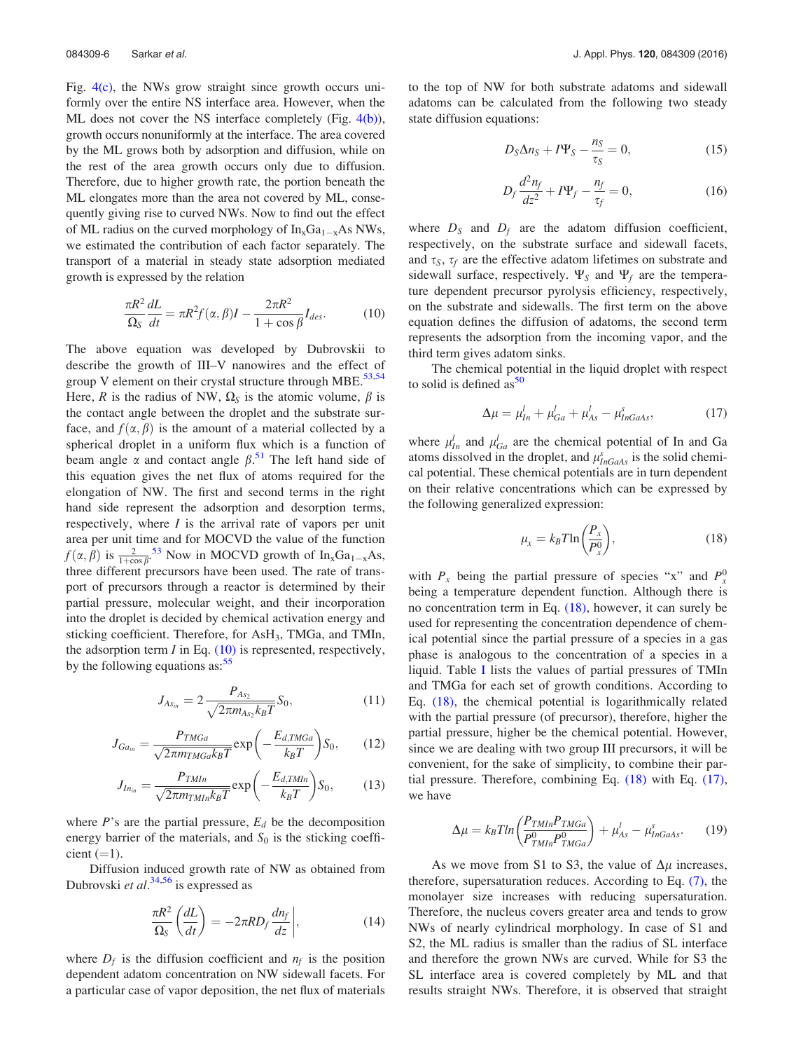Fig. 4(c), the NWs grow straight since growth occurs uniformly over the entire NS interface area. However, when the ML does not cover the NS interface completely (Fig. 4(b)), growth occurs nonuniformly at the interface. The area covered by the ML grows both by adsorption and diffusion, while on the rest of the area growth occurs only due to diffusion. Therefore, due to higher growth rate, the portion beneath the ML elongates more than the area not covered by ML, consequently giving rise to curved NWs. Now to find out the effect of ML radius on the curved morphology of $In_xGa_{1-x}As$ NWs, we estimated the contribution of each factor separately. The transport of a material in steady state adsorption mediated growth is expressed by the relation

$$\frac{\pi R^2}{\Omega_S}\frac{dL}{dt} = \pi R^2 f(\alpha,\beta) I - \frac{2\pi R^2}{1+\cos\beta} I_{des}. \tag{10}$$

The above equation was developed by Dubrovskii to describe the growth of III–V nanowires and the effect of group V element on their crystal structure through MBE.[53,54] Here, $R$ is the radius of NW, $\Omega_S$ is the atomic volume, $\beta$ is the contact angle between the droplet and the substrate surface, and $f(\alpha,\beta)$ is the amount of a material collected by a spherical droplet in a uniform flux which is a function of beam angle $\alpha$ and contact angle $\beta$.[51] The left hand side of this equation gives the net flux of atoms required for the elongation of NW. The first and second terms in the right hand side represent the adsorption and desorption terms, respectively, where $I$ is the arrival rate of vapors per unit area per unit time and for MOCVD the value of the function $f(\alpha,\beta)$ is $\frac{2}{1+\cos\beta}$.[53] Now in MOCVD growth of $In_xGa_{1-x}As$, three different precursors have been used. The rate of transport of precursors through a reactor is determined by their partial pressure, molecular weight, and their incorporation into the droplet is decided by chemical activation energy and sticking coefficient. Therefore, for $AsH_3$, TMGa, and TMIn, the adsorption term $I$ in Eq. (10) is represented, respectively, by the following equations as:[55]

$$J_{As_{in}} = 2\frac{P_{As_2}}{\sqrt{2\pi m_{As_2} k_B T}} S_0, \tag{11}$$

$$J_{Ga_{in}} = \frac{P_{TMGa}}{\sqrt{2\pi m_{TMGa} k_B T}} \exp\left(-\frac{E_{d,TMGa}}{k_B T}\right) S_0, \tag{12}$$

$$J_{In_{in}} = \frac{P_{TMIn}}{\sqrt{2\pi m_{TMIn} k_B T}} \exp\left(-\frac{E_{d,TMIn}}{k_B T}\right) S_0, \tag{13}$$

where $P$'s are the partial pressure, $E_d$ be the decomposition energy barrier of the materials, and $S_0$ is the sticking coefficient (=1).

Diffusion induced growth rate of NW as obtained from Dubrovski *et al.*[34,56] is expressed as

$$\frac{\pi R^2}{\Omega_S}\left(\frac{dL}{dt}\right) = -2\pi R D_f \left.\frac{dn_f}{dz}\right|, \tag{14}$$

where $D_f$ is the diffusion coefficient and $n_f$ is the position dependent adatom concentration on NW sidewall facets. For a particular case of vapor deposition, the net flux of materials to the top of NW for both substrate adatoms and sidewall adatoms can be calculated from the following two steady state diffusion equations:

$$D_S \Delta n_S + I\Psi_S - \frac{n_S}{\tau_S} = 0, \tag{15}$$

$$D_f \frac{d^2 n_f}{dz^2} + I\Psi_f - \frac{n_f}{\tau_f} = 0, \tag{16}$$

where $D_S$ and $D_f$ are the adatom diffusion coefficient, respectively, on the substrate surface and sidewall facets, and $\tau_S$, $\tau_f$ are the effective adatom lifetimes on substrate and sidewall surface, respectively. $\Psi_S$ and $\Psi_f$ are the temperature dependent precursor pyrolysis efficiency, respectively, on the substrate and sidewalls. The first term on the above equation defines the diffusion of adatoms, the second term represents the adsorption from the incoming vapor, and the third term gives adatom sinks.

The chemical potential in the liquid droplet with respect to solid is defined as[50]

$$\Delta\mu = \mu^l_{In} + \mu^l_{Ga} + \mu^l_{As} - \mu^s_{InGaAs}, \tag{17}$$

where $\mu^l_{In}$ and $\mu^l_{Ga}$ are the chemical potential of In and Ga atoms dissolved in the droplet, and $\mu^s_{InGaAs}$ is the solid chemical potential. These chemical potentials are in turn dependent on their relative concentrations which can be expressed by the following generalized expression:

$$\mu_x = k_B T \ln\left(\frac{P_x}{P^0_x}\right), \tag{18}$$

with $P_x$ being the partial pressure of species "x" and $P^0_x$ being a temperature dependent function. Although there is no concentration term in Eq. (18), however, it can surely be used for representing the concentration dependence of chemical potential since the partial pressure of a species in a gas phase is analogous to the concentration of a species in a liquid. Table I lists the values of partial pressures of TMIn and TMGa for each set of growth conditions. According to Eq. (18), the chemical potential is logarithmically related with the partial pressure (of precursor), therefore, higher the partial pressure, higher be the chemical potential. However, since we are dealing with two group III precursors, it will be convenient, for the sake of simplicity, to combine their partial pressure. Therefore, combining Eq. (18) with Eq. (17), we have

$$\Delta\mu = k_B T ln\left(\frac{P_{TMIn} P_{TMGa}}{P^0_{TMIn} P^0_{TMGa}}\right) + \mu^l_{As} - \mu^s_{InGaAs}. \tag{19}$$

As we move from S1 to S3, the value of $\Delta\mu$ increases, therefore, supersaturation reduces. According to Eq. (7), the monolayer size increases with reducing supersaturation. Therefore, the nucleus covers greater area and tends to grow NWs of nearly cylindrical morphology. In case of S1 and S2, the ML radius is smaller than the radius of SL interface and therefore the grown NWs are curved. While for S3 the SL interface area is covered completely by ML and that results straight NWs. Therefore, it is observed that straight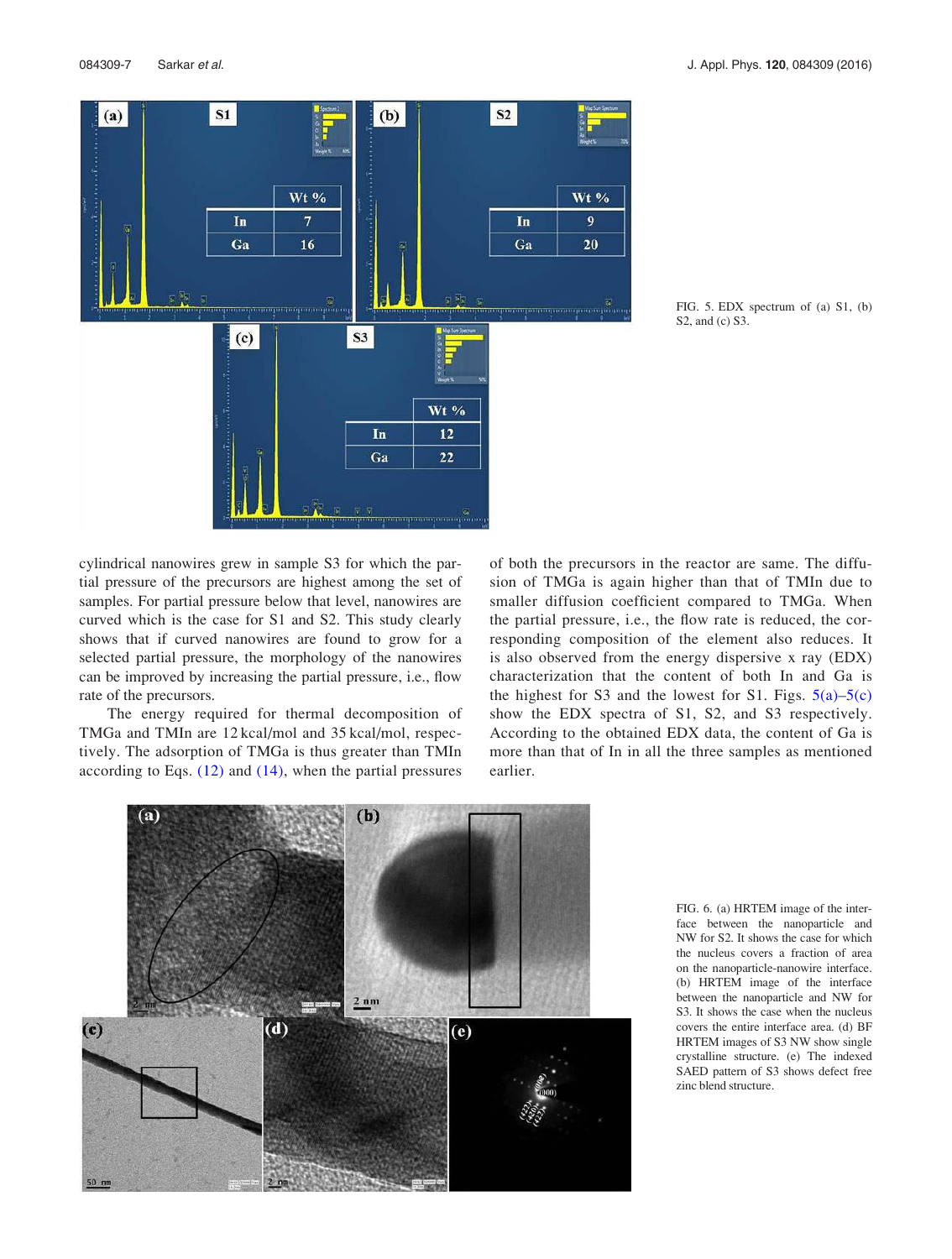FIG. 5. EDX spectrum of (a) S1, (b) S2, and (c) S3.

cylindrical nanowires grew in sample S3 for which the partial pressure of the precursors are highest among the set of samples. For partial pressure below that level, nanowires are curved which is the case for S1 and S2. This study clearly shows that if curved nanowires are found to grow for a selected partial pressure, the morphology of the nanowires can be improved by increasing the partial pressure, i.e., flow rate of the precursors.

The energy required for thermal decomposition of TMGa and TMIn are 12 kcal/mol and 35 kcal/mol, respectively. The adsorption of TMGa is thus greater than TMIn according to Eqs. (12) and (14), when the partial pressures of both the precursors in the reactor are same. The diffusion of TMGa is again higher than that of TMIn due to smaller diffusion coefficient compared to TMGa. When the partial pressure, i.e., the flow rate is reduced, the corresponding composition of the element also reduces. It is also observed from the energy dispersive x ray (EDX) characterization that the content of both In and Ga is the highest for S3 and the lowest for S1. Figs. 5(a)–5(c) show the EDX spectra of S1, S2, and S3 respectively. According to the obtained EDX data, the content of Ga is more than that of In in all the three samples as mentioned earlier.

FIG. 6. (a) HRTEM image of the interface between the nanoparticle and NW for S2. It shows the case for which the nucleus covers a fraction of area on the nanoparticle-nanowire interface. (b) HRTEM image of the interface between the nanoparticle and NW for S3. It shows the case when the nucleus covers the entire interface area. (d) BF HRTEM images of S3 NW show single crystalline structure. (e) The indexed SAED pattern of S3 shows defect free zinc blend structure.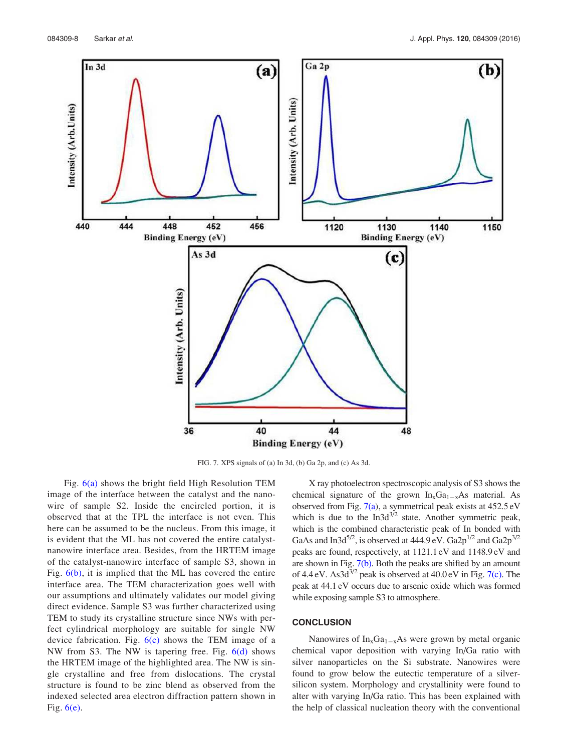FIG. 7. XPS signals of (a) In 3d, (b) Ga 2p, and (c) As 3d.

Fig. 6(a) shows the bright field High Resolution TEM image of the interface between the catalyst and the nanowire of sample S2. Inside the encircled portion, it is observed that at the TPL the interface is not even. This here can be assumed to be the nucleus. From this image, it is evident that the ML has not covered the entire catalyst-nanowire interface area. Besides, from the HRTEM image of the catalyst-nanowire interface of sample S3, shown in Fig. 6(b), it is implied that the ML has covered the entire interface area. The TEM characterization goes well with our assumptions and ultimately validates our model giving direct evidence. Sample S3 was further characterized using TEM to study its crystalline structure since NWs with perfect cylindrical morphology are suitable for single NW device fabrication. Fig. 6(c) shows the TEM image of a NW from S3. The NW is tapering free. Fig. 6(d) shows the HRTEM image of the highlighted area. The NW is single crystalline and free from dislocations. The crystal structure is found to be zinc blend as observed from the indexed selected area electron diffraction pattern shown in Fig. 6(e).

X ray photoelectron spectroscopic analysis of S3 shows the chemical signature of the grown $In_xGa_{1-x}As$ material. As observed from Fig. 7(a), a symmetrical peak exists at 452.5 eV which is due to the $In3d^{3/2}$ state. Another symmetric peak, which is the combined characteristic peak of In bonded with GaAs and $In3d^{5/2}$, is observed at 444.9 eV. $Ga2p^{1/2}$ and $Ga2p^{3/2}$ peaks are found, respectively, at 1121.1 eV and 1148.9 eV and are shown in Fig. 7(b). Both the peaks are shifted by an amount of 4.4 eV. $As3d^{3/2}$ peak is observed at 40.0 eV in Fig. 7(c). The peak at 44.1 eV occurs due to arsenic oxide which was formed while exposing sample S3 to atmosphere.

## CONCLUSION

Nanowires of $In_xGa_{1-x}As$ were grown by metal organic chemical vapor deposition with varying In/Ga ratio with silver nanoparticles on the Si substrate. Nanowires were found to grow below the eutectic temperature of a silver-silicon system. Morphology and crystallinity were found to alter with varying In/Ga ratio. This has been explained with the help of classical nucleation theory with the conventional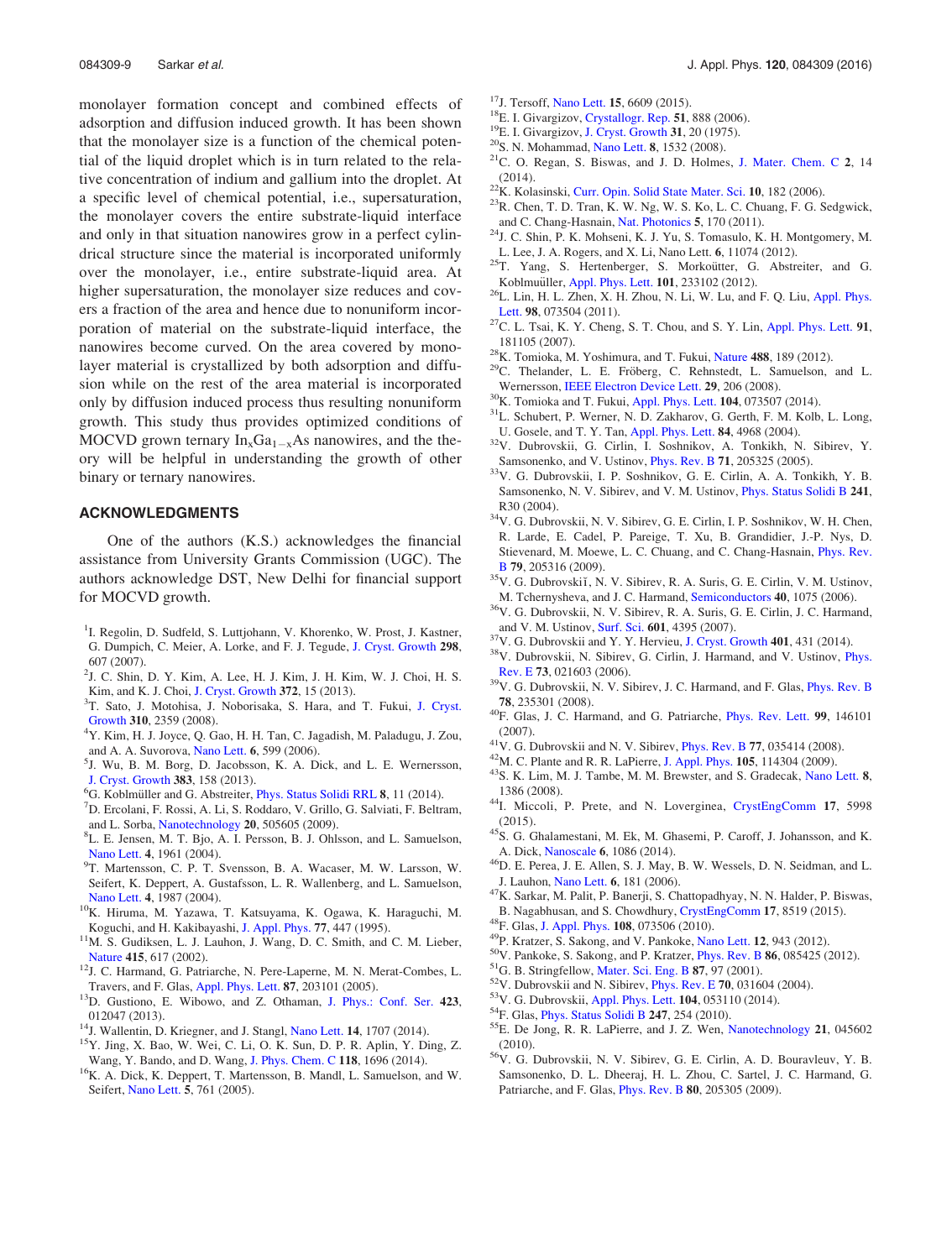monolayer formation concept and combined effects of adsorption and diffusion induced growth. It has been shown that the monolayer size is a function of the chemical potential of the liquid droplet which is in turn related to the relative concentration of indium and gallium into the droplet. At a specific level of chemical potential, i.e., supersaturation, the monolayer covers the entire substrate-liquid interface and only in that situation nanowires grow in a perfect cylindrical structure since the material is incorporated uniformly over the monolayer, i.e., entire substrate-liquid area. At higher supersaturation, the monolayer size reduces and covers a fraction of the area and hence due to nonuniform incorporation of material on the substrate-liquid interface, the nanowires become curved. On the area covered by monolayer material is crystallized by both adsorption and diffusion while on the rest of the area material is incorporated only by diffusion induced process thus resulting nonuniform growth. This study thus provides optimized conditions of MOCVD grown ternary $In_xGa_{1-x}As$ nanowires, and the theory will be helpful in understanding the growth of other binary or ternary nanowires.

## ACKNOWLEDGMENTS

One of the authors (K.S.) acknowledges the financial assistance from University Grants Commission (UGC). The authors acknowledge DST, New Delhi for financial support for MOCVD growth.

[1] I. Regolin, D. Sudfeld, S. Luttjohann, V. Khorenko, W. Prost, J. Kastner, G. Dumpich, C. Meier, A. Lorke, and F. J. Tegude, J. Cryst. Growth **298**, 607 (2007).

[2] J. C. Shin, D. Y. Kim, A. Lee, H. J. Kim, J. H. Kim, W. J. Choi, H. S. Kim, and K. J. Choi, J. Cryst. Growth **372**, 15 (2013).

[3] T. Sato, J. Motohisa, J. Noborisaka, S. Hara, and T. Fukui, J. Cryst. Growth **310**, 2359 (2008).

[4] Y. Kim, H. J. Joyce, Q. Gao, H. H. Tan, C. Jagadish, M. Paladugu, J. Zou, and A. A. Suvorova, Nano Lett. **6**, 599 (2006).

[5] J. Wu, B. M. Borg, D. Jacobsson, K. A. Dick, and L. E. Wernersson, J. Cryst. Growth **383**, 158 (2013).

[6] G. Koblmüller and G. Abstreiter, Phys. Status Solidi RRL **8**, 11 (2014).

[7] D. Ercolani, F. Rossi, A. Li, S. Roddaro, V. Grillo, G. Salviati, F. Beltram, and L. Sorba, Nanotechnology **20**, 505605 (2009).

[8] L. E. Jensen, M. T. Bjo, A. I. Persson, B. J. Ohlsson, and L. Samuelson, Nano Lett. **4**, 1961 (2004).

[9] T. Martensson, C. P. T. Svensson, B. A. Wacaser, M. W. Larsson, W. Seifert, K. Deppert, A. Gustafsson, L. R. Wallenberg, and L. Samuelson, Nano Lett. **4**, 1987 (2004).

[10] K. Hiruma, M. Yazawa, T. Katsuyama, K. Ogawa, K. Haraguchi, M. Koguchi, and H. Kakibayashi, J. Appl. Phys. **77**, 447 (1995).

[11] M. S. Gudiksen, L. J. Lauhon, J. Wang, D. C. Smith, and C. M. Lieber, Nature **415**, 617 (2002).

[12] J. C. Harmand, G. Patriarche, N. Pere-Laperne, M. N. Merat-Combes, L. Travers, and F. Glas, Appl. Phys. Lett. **87**, 203101 (2005).

[13] D. Gustiono, E. Wibowo, and Z. Othaman, J. Phys.: Conf. Ser. **423**, 012047 (2013).

[14] J. Wallentin, D. Kriegner, and J. Stangl, Nano Lett. **14**, 1707 (2014).

[15] Y. Jing, X. Bao, W. Wei, C. Li, O. K. Sun, D. P. R. Aplin, Y. Ding, Z. Wang, Y. Bando, and D. Wang, J. Phys. Chem. C **118**, 1696 (2014).

[16] K. A. Dick, K. Deppert, T. Martensson, B. Mandl, L. Samuelson, and W. Seifert, Nano Lett. **5**, 761 (2005).

[17] J. Tersoff, Nano Lett. **15**, 6609 (2015).

[18] E. I. Givargizov, Crystallogr. Rep. **51**, 888 (2006).

[19] E. I. Givargizov, J. Cryst. Growth **31**, 20 (1975).

[20] S. N. Mohammad, Nano Lett. **8**, 1532 (2008).

[21] C. O. Regan, S. Biswas, and J. D. Holmes, J. Mater. Chem. C **2**, 14 (2014).

[22] K. Kolasinski, Curr. Opin. Solid State Mater. Sci. **10**, 182 (2006).

[23] R. Chen, T. D. Tran, K. W. Ng, W. S. Ko, L. C. Chuang, F. G. Sedgwick, and C. Chang-Hasnain, Nat. Photonics **5**, 170 (2011).

[24] J. C. Shin, P. K. Mohseni, K. J. Yu, S. Tomasulo, K. H. Montgomery, M. L. Lee, J. A. Rogers, and X. Li, Nano Lett. **6**, 11074 (2012).

[25] T. Yang, S. Hertenberger, S. Morkoütter, G. Abstreiter, and G. Koblmuüller, Appl. Phys. Lett. **101**, 233102 (2012).

[26] L. Lin, H. L. Zhen, X. H. Zhou, N. Li, W. Lu, and F. Q. Liu, Appl. Phys. Lett. **98**, 073504 (2011).

[27] C. L. Tsai, K. Y. Cheng, S. T. Chou, and S. Y. Lin, Appl. Phys. Lett. **91**, 181105 (2007).

[28] K. Tomioka, M. Yoshimura, and T. Fukui, Nature **488**, 189 (2012).

[29] C. Thelander, L. E. Fröberg, C. Rehnstedt, L. Samuelson, and L. Wernersson, IEEE Electron Device Lett. **29**, 206 (2008).

[30] K. Tomioka and T. Fukui, Appl. Phys. Lett. **104**, 073507 (2014).

[31] L. Schubert, P. Werner, N. D. Zakharov, G. Gerth, F. M. Kolb, L. Long, U. Gosele, and T. Y. Tan, Appl. Phys. Lett. **84**, 4968 (2004).

[32] V. Dubrovskii, G. Cirlin, I. Soshnikov, A. Tonkikh, N. Sibirev, Y. Samsonenko, and V. Ustinov, Phys. Rev. B **71**, 205325 (2005).

[33] V. G. Dubrovskii, I. P. Soshnikov, G. E. Cirlin, A. A. Tonkikh, Y. B. Samsonenko, N. V. Sibirev, and V. M. Ustinov, Phys. Status Solidi B **241**, R30 (2004).

[34] V. G. Dubrovskii, N. V. Sibirev, G. E. Cirlin, I. P. Soshnikov, W. H. Chen, R. Larde, E. Cadel, P. Pareige, T. Xu, B. Grandidier, J.-P. Nys, D. Stievenard, M. Moewe, L. C. Chuang, and C. Chang-Hasnain, Phys. Rev. B **79**, 205316 (2009).

[35] V. G. Dubrovskiĭ, N. V. Sibirev, R. A. Suris, G. E. Cirlin, V. M. Ustinov, M. Tchernysheva, and J. C. Harmand, Semiconductors **40**, 1075 (2006).

[36] V. G. Dubrovskii, N. V. Sibirev, R. A. Suris, G. E. Cirlin, J. C. Harmand, and V. M. Ustinov, Surf. Sci. **601**, 4395 (2007).

[37] V. G. Dubrovskii and Y. Y. Hervieu, J. Cryst. Growth **401**, 431 (2014).

[38] V. Dubrovskii, N. Sibirev, G. Cirlin, J. Harmand, and V. Ustinov, Phys. Rev. E **73**, 021603 (2006).

[39] V. G. Dubrovskii, N. V. Sibirev, J. C. Harmand, and F. Glas, Phys. Rev. B **78**, 235301 (2008).

[40] F. Glas, J. C. Harmand, and G. Patriarche, Phys. Rev. Lett. **99**, 146101 (2007).

[41] V. G. Dubrovskii and N. V. Sibirev, Phys. Rev. B **77**, 035414 (2008).

[42] M. C. Plante and R. R. LaPierre, J. Appl. Phys. **105**, 114304 (2009).

[43] S. K. Lim, M. J. Tambe, M. M. Brewster, and S. Gradecak, Nano Lett. **8**, 1386 (2008).

[44] I. Miccoli, P. Prete, and N. Lovergine, CrystEngComm **17**, 5998 (2015).

[45] S. G. Ghalamestani, M. Ek, M. Ghasemi, P. Caroff, J. Johansson, and K. A. Dick, Nanoscale **6**, 1086 (2014).

[46] D. E. Perea, J. E. Allen, S. J. May, B. W. Wessels, D. N. Seidman, and L. J. Lauhon, Nano Lett. **6**, 181 (2006).

[47] K. Sarkar, M. Palit, P. Banerji, S. Chattopadhyay, N. N. Halder, P. Biswas, B. Nagabhusan, and S. Chowdhury, CrystEngComm **17**, 8519 (2015).

[48] F. Glas, J. Appl. Phys. **108**, 073506 (2010).

[49] P. Kratzer, S. Sakong, and V. Pankoke, Nano Lett. **12**, 943 (2012).

[50] V. Pankoke, S. Sakong, and P. Kratzer, Phys. Rev. B **86**, 085425 (2012).

[51] G. B. Stringfellow, Mater. Sci. Eng. B **87**, 97 (2001).

[52] V. Dubrovskii and N. Sibirev, Phys. Rev. E **70**, 031604 (2004).

[53] V. G. Dubrovskii, Appl. Phys. Lett. **104**, 053110 (2014).

[54] F. Glas, Phys. Status Solidi B **247**, 254 (2010).

[55] E. De Jong, R. R. LaPierre, and J. Z. Wen, Nanotechnology **21**, 045602 (2010).

[56] V. G. Dubrovskii, N. V. Sibirev, G. E. Cirlin, A. D. Bouravleuv, Y. B. Samsonenko, D. L. Dheeraj, H. L. Zhou, C. Sartel, J. C. Harmand, G. Patriarche, and F. Glas, Phys. Rev. B **80**, 205305 (2009).